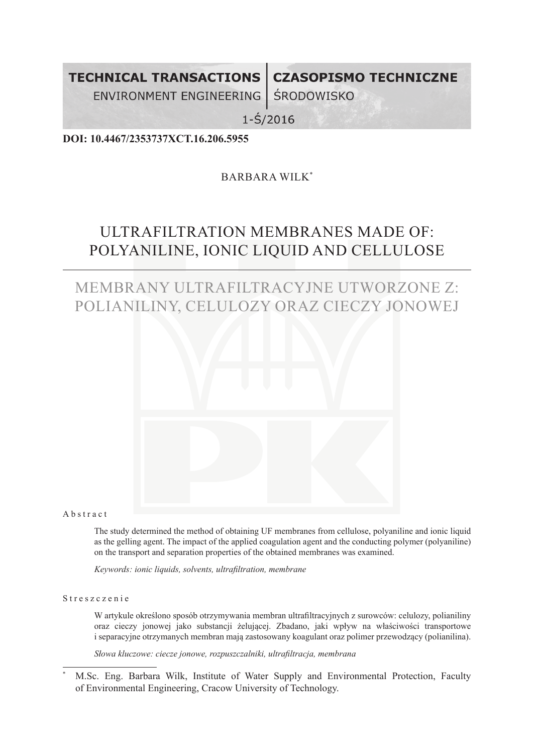**TECHNICAL TRANSACTIONS** | **CZASOPISMO TECHNICZNE**
ENVIRONMENT ENGINEERING | ŚRODOWISKO

1-Ś/2016

**DOI: 10.4467/2353737XCT.16.206.5955**

BARBARA WILK*

# ULTRAFILTRATION MEMBRANES MADE OF: POLYANILINE, IONIC LIQUID AND CELLULOSE

# MEMBRANY ULTRAFILTRACYJNE UTWORZONE Z: POLIANILINY, CELULOZY ORAZ CIECZY JONOWEJ

A b s t r a c t

The study determined the method of obtaining UF membranes from cellulose, polyaniline and ionic liquid as the gelling agent. The impact of the applied coagulation agent and the conducting polymer (polyaniline) on the transport and separation properties of the obtained membranes was examined.

*Keywords: ionic liquids, solvents, ultrafiltration, membrane*

S t r e s z c z e n i e

W artykule określono sposób otrzymywania membran ultrafiltracyjnych z surowców: celulozy, polianiliny oraz cieczy jonowej jako substancji żelującej. Zbadano, jaki wpływ na właściwości transportowe i separacyjne otrzymanych membran mają zastosowany koagulant oraz polimer przewodzący (polianilina).

*Słowa kluczowe: ciecze jonowe, rozpuszczalniki, ultrafiltracja, membrana*

---

* M.Sc. Eng. Barbara Wilk, Institute of Water Supply and Environmental Protection, Faculty of Environmental Engineering, Cracow University of Technology.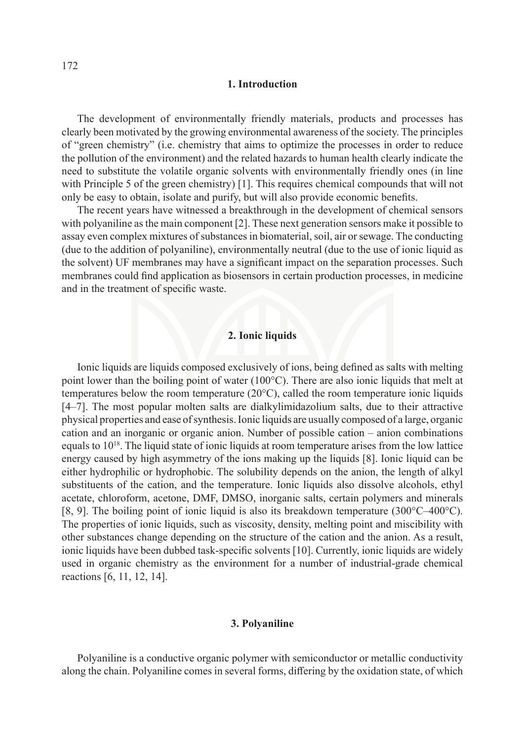## 1. Introduction

The development of environmentally friendly materials, products and processes has clearly been motivated by the growing environmental awareness of the society. The principles of "green chemistry" (i.e. chemistry that aims to optimize the processes in order to reduce the pollution of the environment) and the related hazards to human health clearly indicate the need to substitute the volatile organic solvents with environmentally friendly ones (in line with Principle 5 of the green chemistry) [1]. This requires chemical compounds that will not only be easy to obtain, isolate and purify, but will also provide economic benefits.

The recent years have witnessed a breakthrough in the development of chemical sensors with polyaniline as the main component [2]. These next generation sensors make it possible to assay even complex mixtures of substances in biomaterial, soil, air or sewage. The conducting (due to the addition of polyaniline), environmentally neutral (due to the use of ionic liquid as the solvent) UF membranes may have a significant impact on the separation processes. Such membranes could find application as biosensors in certain production processes, in medicine and in the treatment of specific waste.

## 2. Ionic liquids

Ionic liquids are liquids composed exclusively of ions, being defined as salts with melting point lower than the boiling point of water (100°C). There are also ionic liquids that melt at temperatures below the room temperature (20°C), called the room temperature ionic liquids [4–7]. The most popular molten salts are dialkylimidazolium salts, due to their attractive physical properties and ease of synthesis. Ionic liquids are usually composed of a large, organic cation and an inorganic or organic anion. Number of possible cation – anion combinations equals to $10^{18}$. The liquid state of ionic liquids at room temperature arises from the low lattice energy caused by high asymmetry of the ions making up the liquids [8]. Ionic liquid can be either hydrophilic or hydrophobic. The solubility depends on the anion, the length of alkyl substituents of the cation, and the temperature. Ionic liquids also dissolve alcohols, ethyl acetate, chloroform, acetone, DMF, DMSO, inorganic salts, certain polymers and minerals [8, 9]. The boiling point of ionic liquid is also its breakdown temperature (300°C–400°C). The properties of ionic liquids, such as viscosity, density, melting point and miscibility with other substances change depending on the structure of the cation and the anion. As a result, ionic liquids have been dubbed task-specific solvents [10]. Currently, ionic liquids are widely used in organic chemistry as the environment for a number of industrial-grade chemical reactions [6, 11, 12, 14].

## 3. Polyaniline

Polyaniline is a conductive organic polymer with semiconductor or metallic conductivity along the chain. Polyaniline comes in several forms, differing by the oxidation state, of which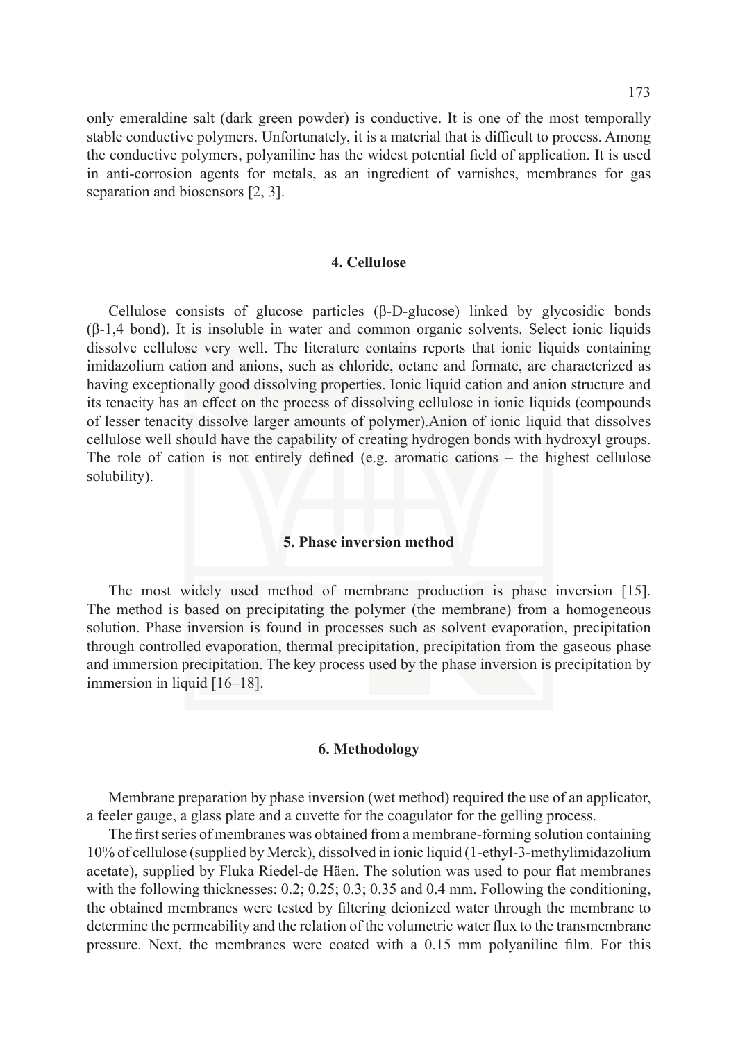only emeraldine salt (dark green powder) is conductive. It is one of the most temporally stable conductive polymers. Unfortunately, it is a material that is difficult to process. Among the conductive polymers, polyaniline has the widest potential field of application. It is used in anti-corrosion agents for metals, as an ingredient of varnishes, membranes for gas separation and biosensors [2, 3].

## 4. Cellulose

Cellulose consists of glucose particles (β-D-glucose) linked by glycosidic bonds (β-1,4 bond). It is insoluble in water and common organic solvents. Select ionic liquids dissolve cellulose very well. The literature contains reports that ionic liquids containing imidazolium cation and anions, such as chloride, octane and formate, are characterized as having exceptionally good dissolving properties. Ionic liquid cation and anion structure and its tenacity has an effect on the process of dissolving cellulose in ionic liquids (compounds of lesser tenacity dissolve larger amounts of polymer).Anion of ionic liquid that dissolves cellulose well should have the capability of creating hydrogen bonds with hydroxyl groups. The role of cation is not entirely defined (e.g. aromatic cations – the highest cellulose solubility).

## 5. Phase inversion method

The most widely used method of membrane production is phase inversion [15]. The method is based on precipitating the polymer (the membrane) from a homogeneous solution. Phase inversion is found in processes such as solvent evaporation, precipitation through controlled evaporation, thermal precipitation, precipitation from the gaseous phase and immersion precipitation. The key process used by the phase inversion is precipitation by immersion in liquid [16–18].

## 6. Methodology

Membrane preparation by phase inversion (wet method) required the use of an applicator, a feeler gauge, a glass plate and a cuvette for the coagulator for the gelling process.

The first series of membranes was obtained from a membrane-forming solution containing 10% of cellulose (supplied by Merck), dissolved in ionic liquid (1-ethyl-3-methylimidazolium acetate), supplied by Fluka Riedel-de Häen. The solution was used to pour flat membranes with the following thicknesses: 0.2; 0.25; 0.3; 0.35 and 0.4 mm. Following the conditioning, the obtained membranes were tested by filtering deionized water through the membrane to determine the permeability and the relation of the volumetric water flux to the transmembrane pressure. Next, the membranes were coated with a 0.15 mm polyaniline film. For this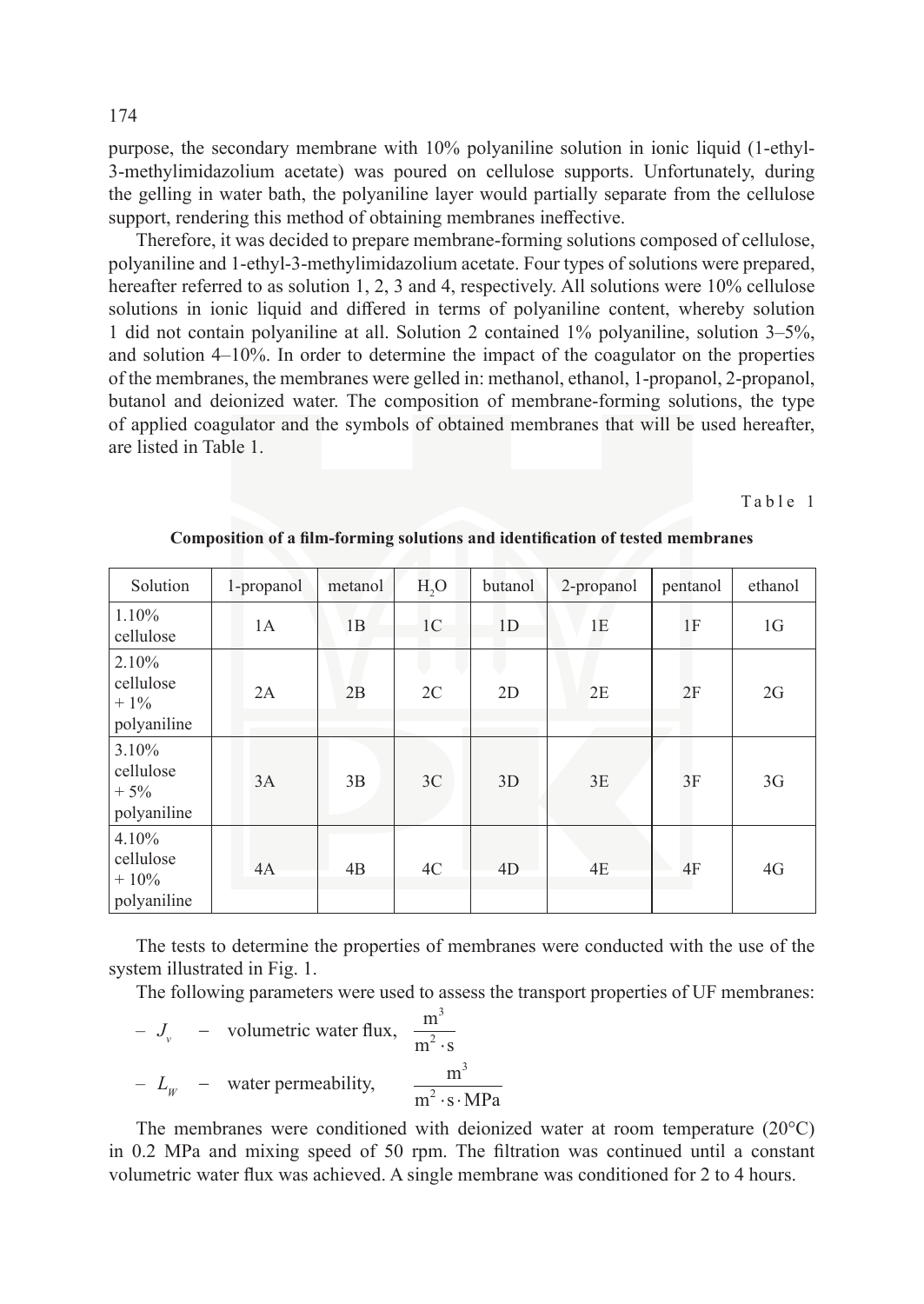purpose, the secondary membrane with 10% polyaniline solution in ionic liquid (1-ethyl-3-methylimidazolium acetate) was poured on cellulose supports. Unfortunately, during the gelling in water bath, the polyaniline layer would partially separate from the cellulose support, rendering this method of obtaining membranes ineffective.

Therefore, it was decided to prepare membrane-forming solutions composed of cellulose, polyaniline and 1-ethyl-3-methylimidazolium acetate. Four types of solutions were prepared, hereafter referred to as solution 1, 2, 3 and 4, respectively. All solutions were 10% cellulose solutions in ionic liquid and differed in terms of polyaniline content, whereby solution 1 did not contain polyaniline at all. Solution 2 contained 1% polyaniline, solution 3–5%, and solution 4–10%. In order to determine the impact of the coagulator on the properties of the membranes, the membranes were gelled in: methanol, ethanol, 1-propanol, 2-propanol, butanol and deionized water. The composition of membrane-forming solutions, the type of applied coagulator and the symbols of obtained membranes that will be used hereafter, are listed in Table 1.

Table 1

**Composition of a film-forming solutions and identification of tested membranes**

| Solution | 1-propanol | metanol | $H_2O$ | butanol | 2-propanol | pentanol | ethanol |
|---|---|---|---|---|---|---|---|
| 1.10% cellulose | 1A | 1B | 1C | 1D | 1E | 1F | 1G |
| 2.10% cellulose + 1% polyaniline | 2A | 2B | 2C | 2D | 2E | 2F | 2G |
| 3.10% cellulose + 5% polyaniline | 3A | 3B | 3C | 3D | 3E | 3F | 3G |
| 4.10% cellulose + 10% polyaniline | 4A | 4B | 4C | 4D | 4E | 4F | 4G |

The tests to determine the properties of membranes were conducted with the use of the system illustrated in Fig. 1.

The following parameters were used to assess the transport properties of UF membranes:

– $J_v$ – volumetric water flux, $\frac{\text{m}^3}{\text{m}^2 \cdot \text{s}}$

– $L_W$ – water permeability, $\frac{\text{m}^3}{\text{m}^2 \cdot \text{s} \cdot \text{MPa}}$

The membranes were conditioned with deionized water at room temperature (20°C) in 0.2 MPa and mixing speed of 50 rpm. The filtration was continued until a constant volumetric water flux was achieved. A single membrane was conditioned for 2 to 4 hours.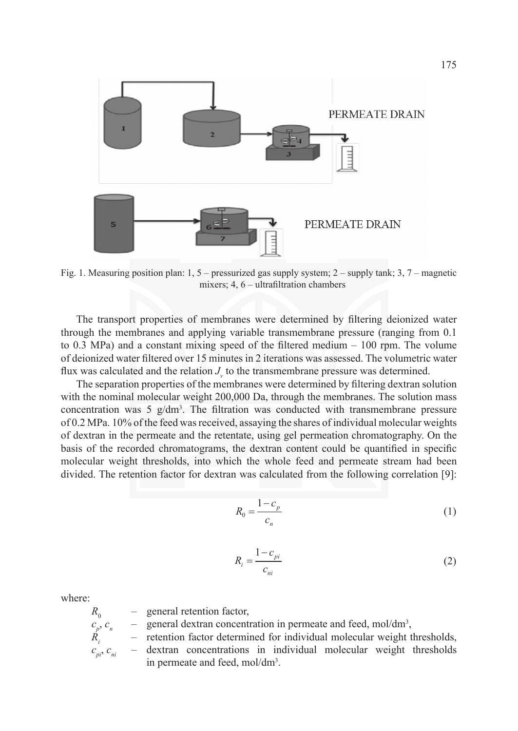Fig. 1. Measuring position plan: 1, 5 – pressurized gas supply system; 2 – supply tank; 3, 7 – magnetic mixers; 4, 6 – ultrafiltration chambers

The transport properties of membranes were determined by filtering deionized water through the membranes and applying variable transmembrane pressure (ranging from 0.1 to 0.3 MPa) and a constant mixing speed of the filtered medium – 100 rpm. The volume of deionized water filtered over 15 minutes in 2 iterations was assessed. The volumetric water flux was calculated and the relation $J_v$ to the transmembrane pressure was determined.

The separation properties of the membranes were determined by filtering dextran solution with the nominal molecular weight 200,000 Da, through the membranes. The solution mass concentration was 5 g/dm$^3$. The filtration was conducted with transmembrane pressure of 0.2 MPa. 10% of the feed was received, assaying the shares of individual molecular weights of dextran in the permeate and the retentate, using gel permeation chromatography. On the basis of the recorded chromatograms, the dextran content could be quantified in specific molecular weight thresholds, into which the whole feed and permeate stream had been divided. The retention factor for dextran was calculated from the following correlation [9]:

$$R_0 = \frac{1 - c_p}{c_n} \tag{1}$$

$$R_i = \frac{1 - c_{pi}}{c_{ni}} \tag{2}$$

where:

- $R_0$ – general retention factor,
- $c_p$, $c_n$ – general dextran concentration in permeate and feed, mol/dm$^3$,
- $R_i$ – retention factor determined for individual molecular weight thresholds,
- $c_{pi}$, $c_{ni}$ – dextran concentrations in individual molecular weight thresholds in permeate and feed, mol/dm$^3$.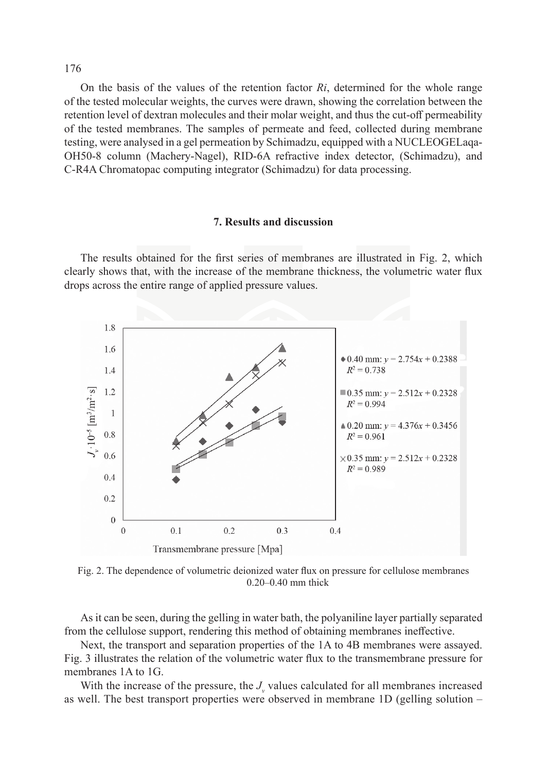On the basis of the values of the retention factor *Ri*, determined for the whole range of the tested molecular weights, the curves were drawn, showing the correlation between the retention level of dextran molecules and their molar weight, and thus the cut-off permeability of the tested membranes. The samples of permeate and feed, collected during membrane testing, were analysed in a gel permeation by Schimadzu, equipped with a NUCLEOGELaqa-OH50-8 column (Machery-Nagel), RID-6A refractive index detector, (Schimadzu), and C-R4A Chromatopac computing integrator (Schimadzu) for data processing.

## 7. Results and discussion

The results obtained for the first series of membranes are illustrated in Fig. 2, which clearly shows that, with the increase of the membrane thickness, the volumetric water flux drops across the entire range of applied pressure values.

Fig. 2. The dependence of volumetric deionized water flux on pressure for cellulose membranes 0.20–0.40 mm thick

As it can be seen, during the gelling in water bath, the polyaniline layer partially separated from the cellulose support, rendering this method of obtaining membranes ineffective.

Next, the transport and separation properties of the 1A to 4B membranes were assayed. Fig. 3 illustrates the relation of the volumetric water flux to the transmembrane pressure for membranes 1A to 1G.

With the increase of the pressure, the $J_v$ values calculated for all membranes increased as well. The best transport properties were observed in membrane 1D (gelling solution –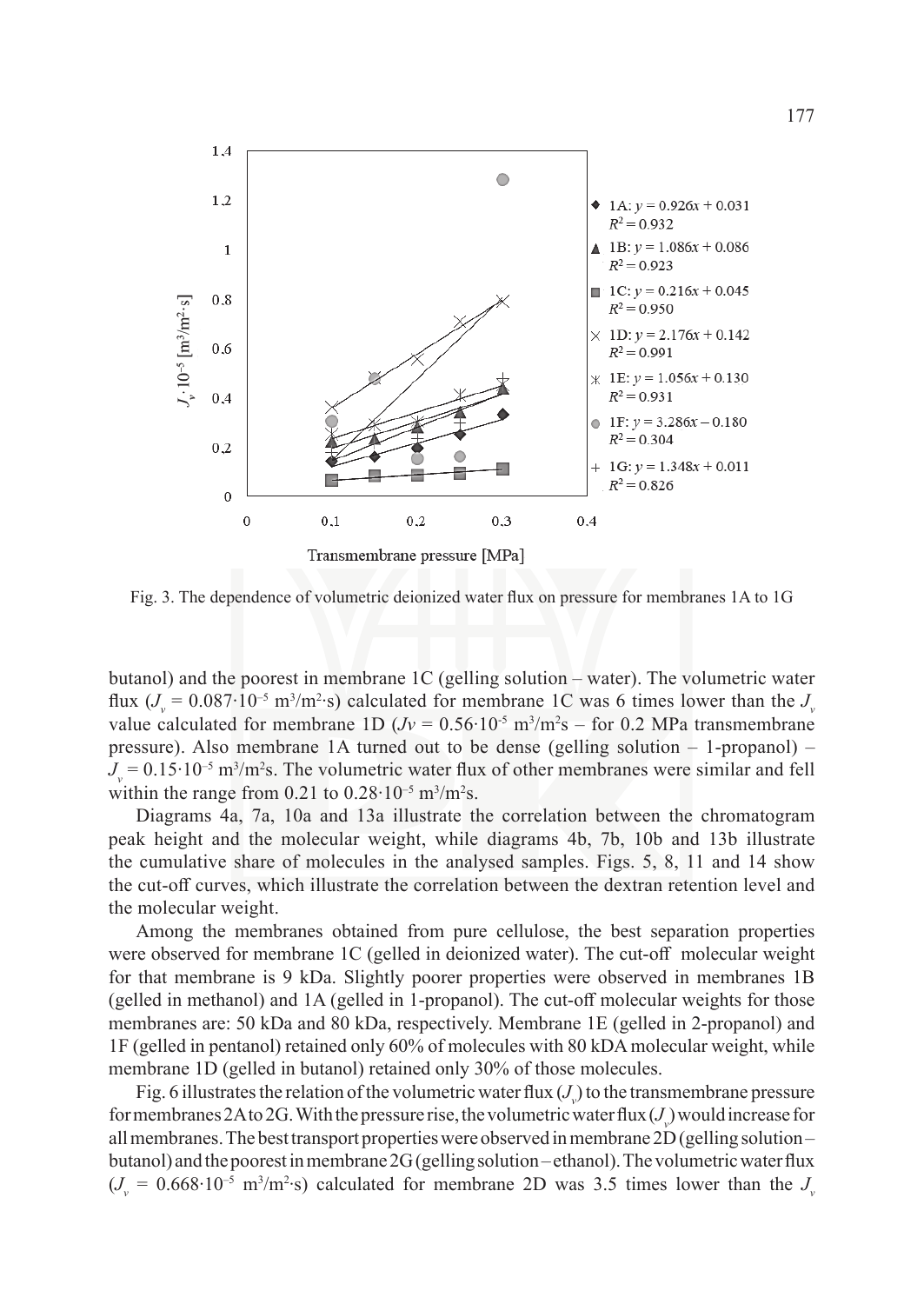Fig. 3. The dependence of volumetric deionized water flux on pressure for membranes 1A to 1G

butanol) and the poorest in membrane 1C (gelling solution – water). The volumetric water flux ($J_v$ = 0.087·10$^{-5}$ m$^3$/m$^2$·s) calculated for membrane 1C was 6 times lower than the $J_v$ value calculated for membrane 1D ($Jv$ = 0.56·10$^{-5}$ m$^3$/m$^2$s – for 0.2 MPa transmembrane pressure). Also membrane 1A turned out to be dense (gelling solution – 1-propanol) – $J_v$ = 0.15·10$^{-5}$ m$^3$/m$^2$s. The volumetric water flux of other membranes were similar and fell within the range from 0.21 to 0.28·10$^{-5}$ m$^3$/m$^2$s.

Diagrams 4a, 7a, 10a and 13a illustrate the correlation between the chromatogram peak height and the molecular weight, while diagrams 4b, 7b, 10b and 13b illustrate the cumulative share of molecules in the analysed samples. Figs. 5, 8, 11 and 14 show the cut-off curves, which illustrate the correlation between the dextran retention level and the molecular weight.

Among the membranes obtained from pure cellulose, the best separation properties were observed for membrane 1C (gelled in deionized water). The cut-off molecular weight for that membrane is 9 kDa. Slightly poorer properties were observed in membranes 1B (gelled in methanol) and 1A (gelled in 1-propanol). The cut-off molecular weights for those membranes are: 50 kDa and 80 kDa, respectively. Membrane 1E (gelled in 2-propanol) and 1F (gelled in pentanol) retained only 60% of molecules with 80 kDA molecular weight, while membrane 1D (gelled in butanol) retained only 30% of those molecules.

Fig. 6 illustrates the relation of the volumetric water flux ($J_v$) to the transmembrane pressure for membranes 2A to 2G. With the pressure rise, the volumetric water flux ($J_v$) would increase for all membranes. The best transport properties were observed in membrane 2D (gelling solution – butanol) and the poorest in membrane 2G (gelling solution – ethanol). The volumetric water flux ($J_v$ = 0.668·10$^{-5}$ m$^3$/m$^2$·s) calculated for membrane 2D was 3.5 times lower than the $J_v$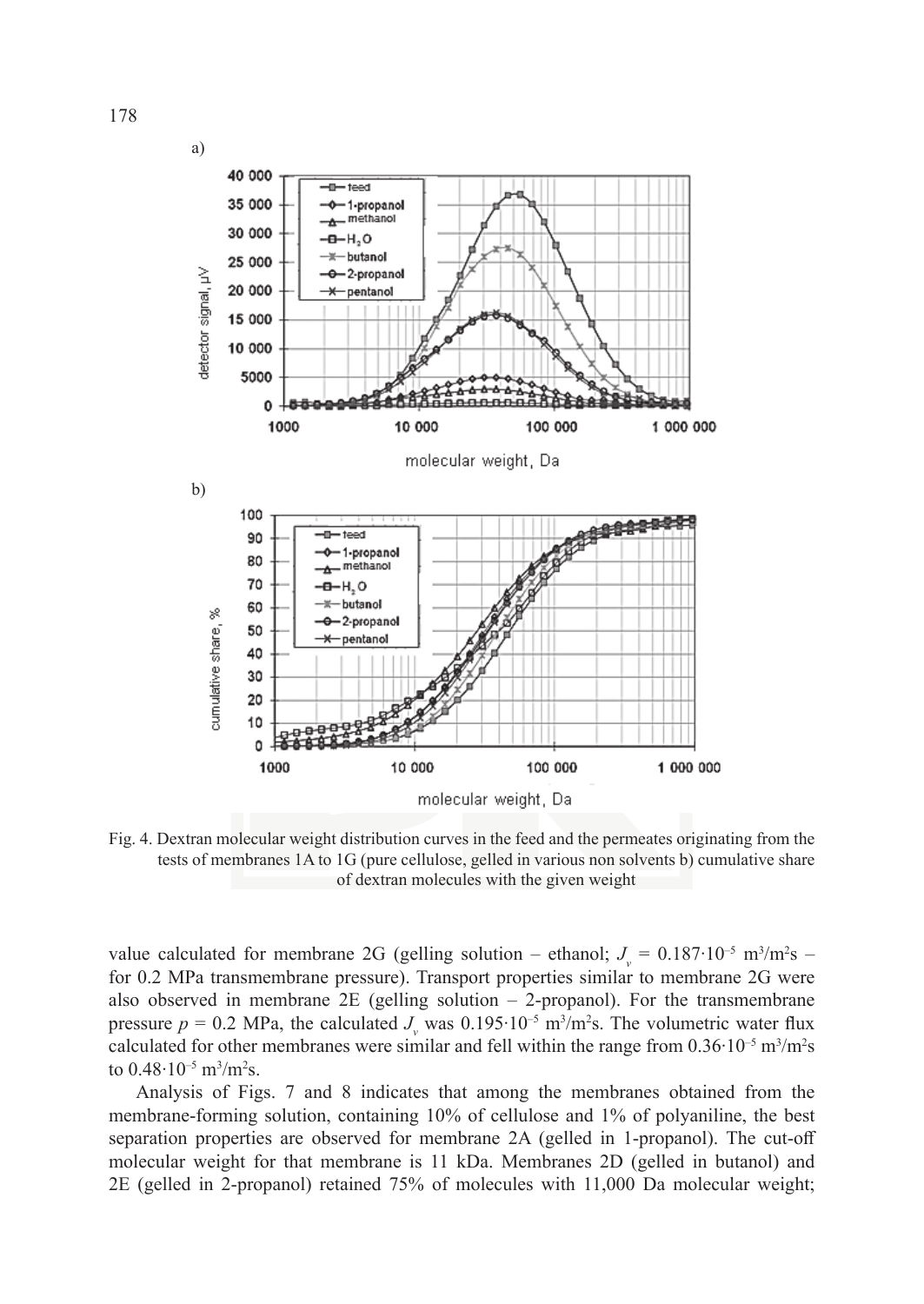a)

b)

Fig. 4. Dextran molecular weight distribution curves in the feed and the permeates originating from the tests of membranes 1A to 1G (pure cellulose, gelled in various non solvents b) cumulative share of dextran molecules with the given weight

value calculated for membrane 2G (gelling solution – ethanol; $J_v = 0.187 \cdot 10^{-5}$ m$^3$/m$^2$s – for 0.2 MPa transmembrane pressure). Transport properties similar to membrane 2G were also observed in membrane 2E (gelling solution – 2-propanol). For the transmembrane pressure $p = 0.2$ MPa, the calculated $J_v$ was $0.195 \cdot 10^{-5}$ m$^3$/m$^2$s. The volumetric water flux calculated for other membranes were similar and fell within the range from $0.36 \cdot 10^{-5}$ m$^3$/m$^2$s to $0.48 \cdot 10^{-5}$ m$^3$/m$^2$s.

Analysis of Figs. 7 and 8 indicates that among the membranes obtained from the membrane-forming solution, containing 10% of cellulose and 1% of polyaniline, the best separation properties are observed for membrane 2A (gelled in 1-propanol). The cut-off molecular weight for that membrane is 11 kDa. Membranes 2D (gelled in butanol) and 2E (gelled in 2-propanol) retained 75% of molecules with 11,000 Da molecular weight;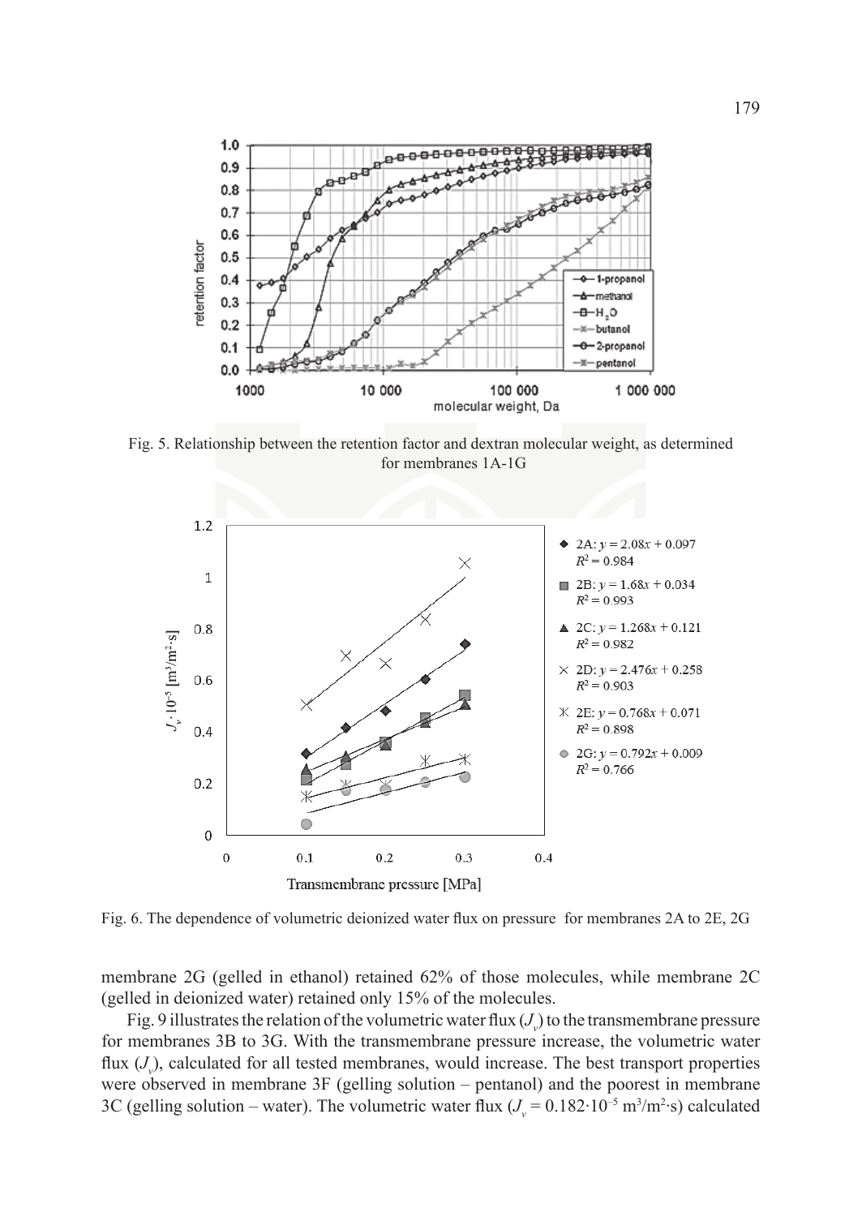Fig. 5. Relationship between the retention factor and dextran molecular weight, as determined for membranes 1A-1G

Fig. 6. The dependence of volumetric deionized water flux on pressure for membranes 2A to 2E, 2G

membrane 2G (gelled in ethanol) retained 62% of those molecules, while membrane 2C (gelled in deionized water) retained only 15% of the molecules.

Fig. 9 illustrates the relation of the volumetric water flux ($J_v$) to the transmembrane pressure for membranes 3B to 3G. With the transmembrane pressure increase, the volumetric water flux ($J_v$), calculated for all tested membranes, would increase. The best transport properties were observed in membrane 3F (gelling solution – pentanol) and the poorest in membrane 3C (gelling solution – water). The volumetric water flux ($J_v = 0.182 \cdot 10^{-5}$ m$^3$/m$^2 \cdot$s) calculated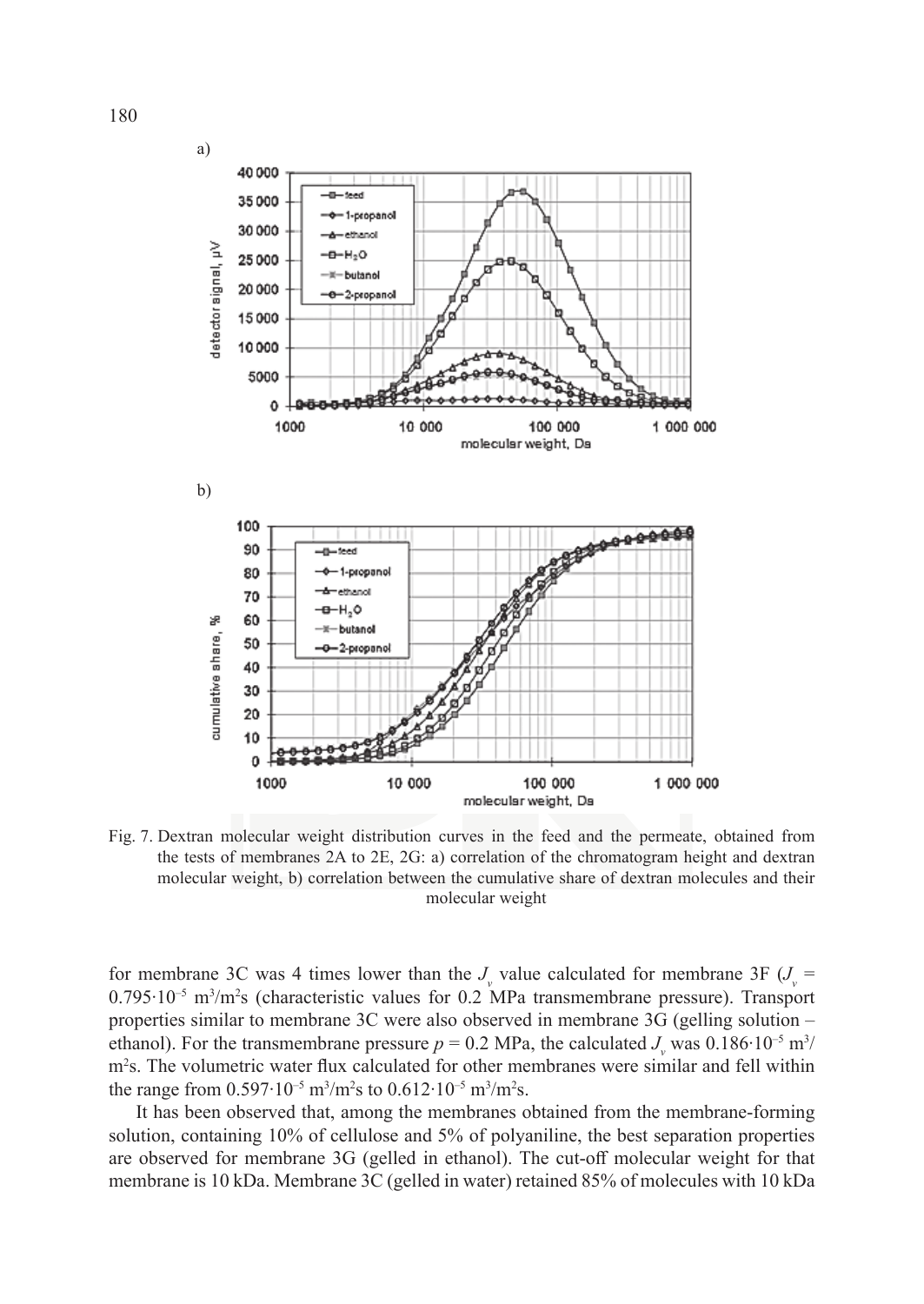a)

b)

Fig. 7. Dextran molecular weight distribution curves in the feed and the permeate, obtained from the tests of membranes 2A to 2E, 2G: a) correlation of the chromatogram height and dextran molecular weight, b) correlation between the cumulative share of dextran molecules and their molecular weight

for membrane 3C was 4 times lower than the $J_v$ value calculated for membrane 3F ($J_v$ = $0.795 \cdot 10^{-5}$ $m^3/m^2s$ (characteristic values for 0.2 MPa transmembrane pressure). Transport properties similar to membrane 3C were also observed in membrane 3G (gelling solution – ethanol). For the transmembrane pressure $p$ = 0.2 MPa, the calculated $J_v$ was $0.186 \cdot 10^{-5}$ $m^3/m^2s$. The volumetric water flux calculated for other membranes were similar and fell within the range from $0.597 \cdot 10^{-5}$ $m^3/m^2s$ to $0.612 \cdot 10^{-5}$ $m^3/m^2s$.

It has been observed that, among the membranes obtained from the membrane-forming solution, containing 10% of cellulose and 5% of polyaniline, the best separation properties are observed for membrane 3G (gelled in ethanol). The cut-off molecular weight for that membrane is 10 kDa. Membrane 3C (gelled in water) retained 85% of molecules with 10 kDa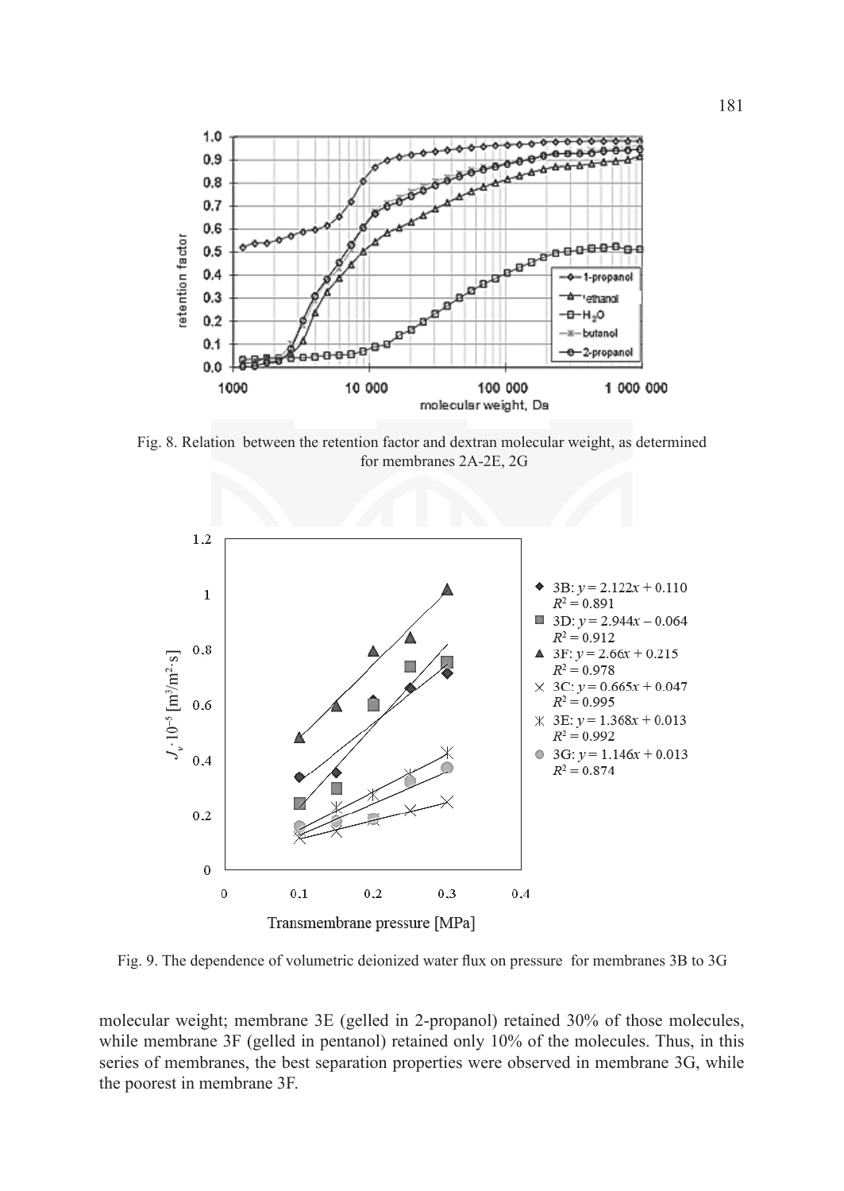Fig. 8. Relation between the retention factor and dextran molecular weight, as determined for membranes 2A-2E, 2G

Fig. 9. The dependence of volumetric deionized water flux on pressure for membranes 3B to 3G

molecular weight; membrane 3E (gelled in 2-propanol) retained 30% of those molecules, while membrane 3F (gelled in pentanol) retained only 10% of the molecules. Thus, in this series of membranes, the best separation properties were observed in membrane 3G, while the poorest in membrane 3F.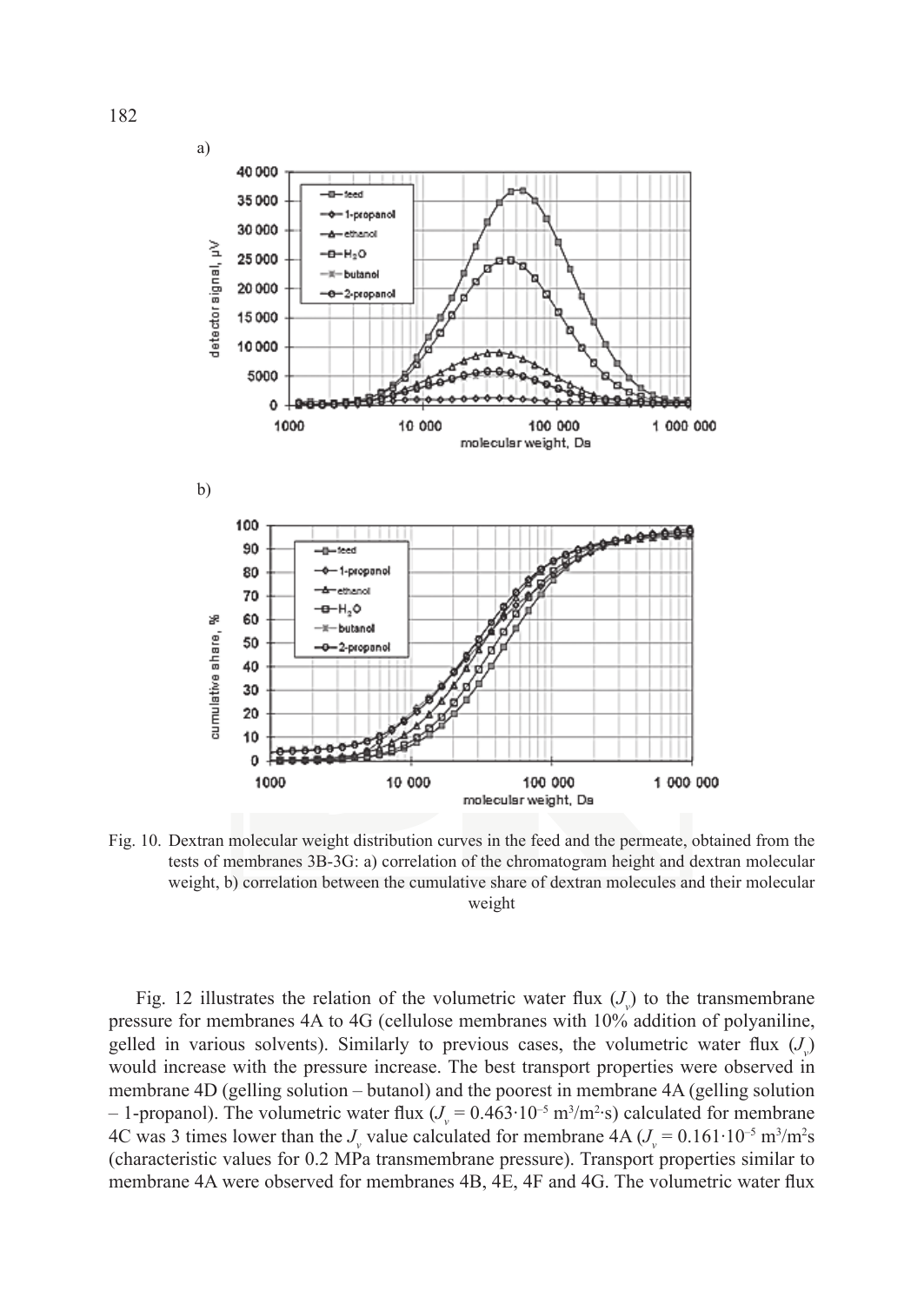a)

b)

Fig. 10. Dextran molecular weight distribution curves in the feed and the permeate, obtained from the tests of membranes 3B-3G: a) correlation of the chromatogram height and dextran molecular weight, b) correlation between the cumulative share of dextran molecules and their molecular weight

Fig. 12 illustrates the relation of the volumetric water flux ($J_v$) to the transmembrane pressure for membranes 4A to 4G (cellulose membranes with 10% addition of polyaniline, gelled in various solvents). Similarly to previous cases, the volumetric water flux ($J_v$) would increase with the pressure increase. The best transport properties were observed in membrane 4D (gelling solution – butanol) and the poorest in membrane 4A (gelling solution – 1-propanol). The volumetric water flux ($J_v = 0.463 \cdot 10^{-5}$ m$^3$/m$^2$·s) calculated for membrane 4C was 3 times lower than the $J_v$ value calculated for membrane 4A ($J_v = 0.161 \cdot 10^{-5}$ m$^3$/m$^2$s (characteristic values for 0.2 MPa transmembrane pressure). Transport properties similar to membrane 4A were observed for membranes 4B, 4E, 4F and 4G. The volumetric water flux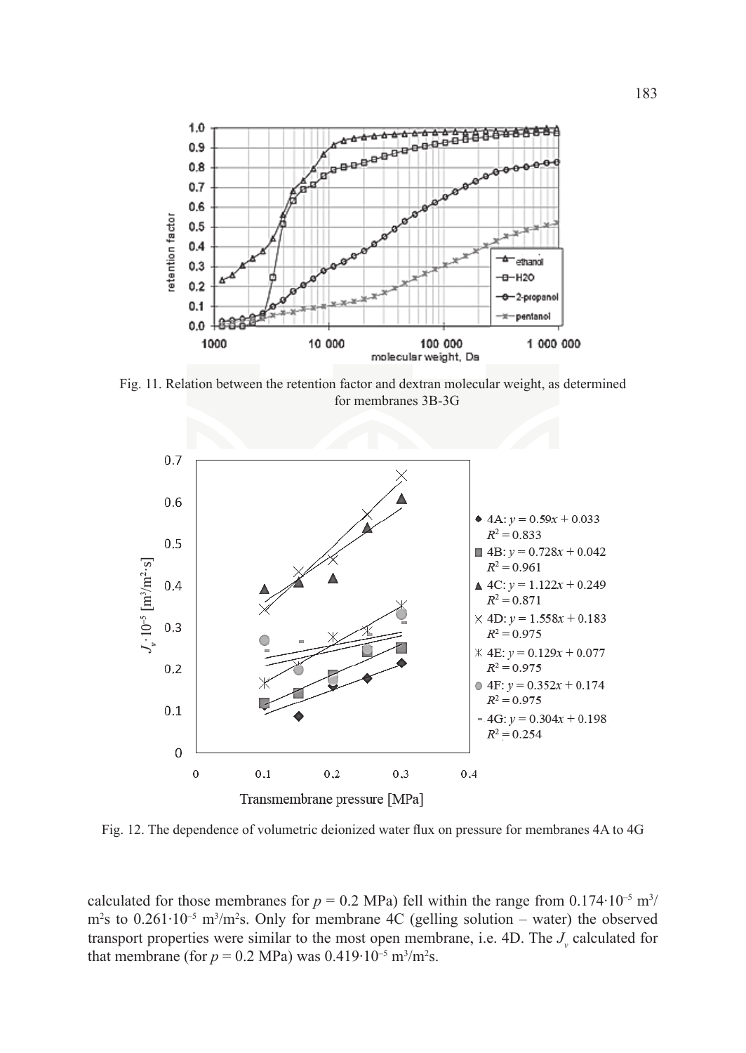Fig. 11. Relation between the retention factor and dextran molecular weight, as determined for membranes 3B-3G

Fig. 12. The dependence of volumetric deionized water flux on pressure for membranes 4A to 4G

calculated for those membranes for $p = 0.2$ MPa) fell within the range from $0.174 \cdot 10^{-5}$ $m^3/m^2s$ to $0.261 \cdot 10^{-5}$ $m^3/m^2s$. Only for membrane 4C (gelling solution – water) the observed transport properties were similar to the most open membrane, i.e. 4D. The $J_v$ calculated for that membrane (for $p = 0.2$ MPa) was $0.419 \cdot 10^{-5}$ $m^3/m^2s$.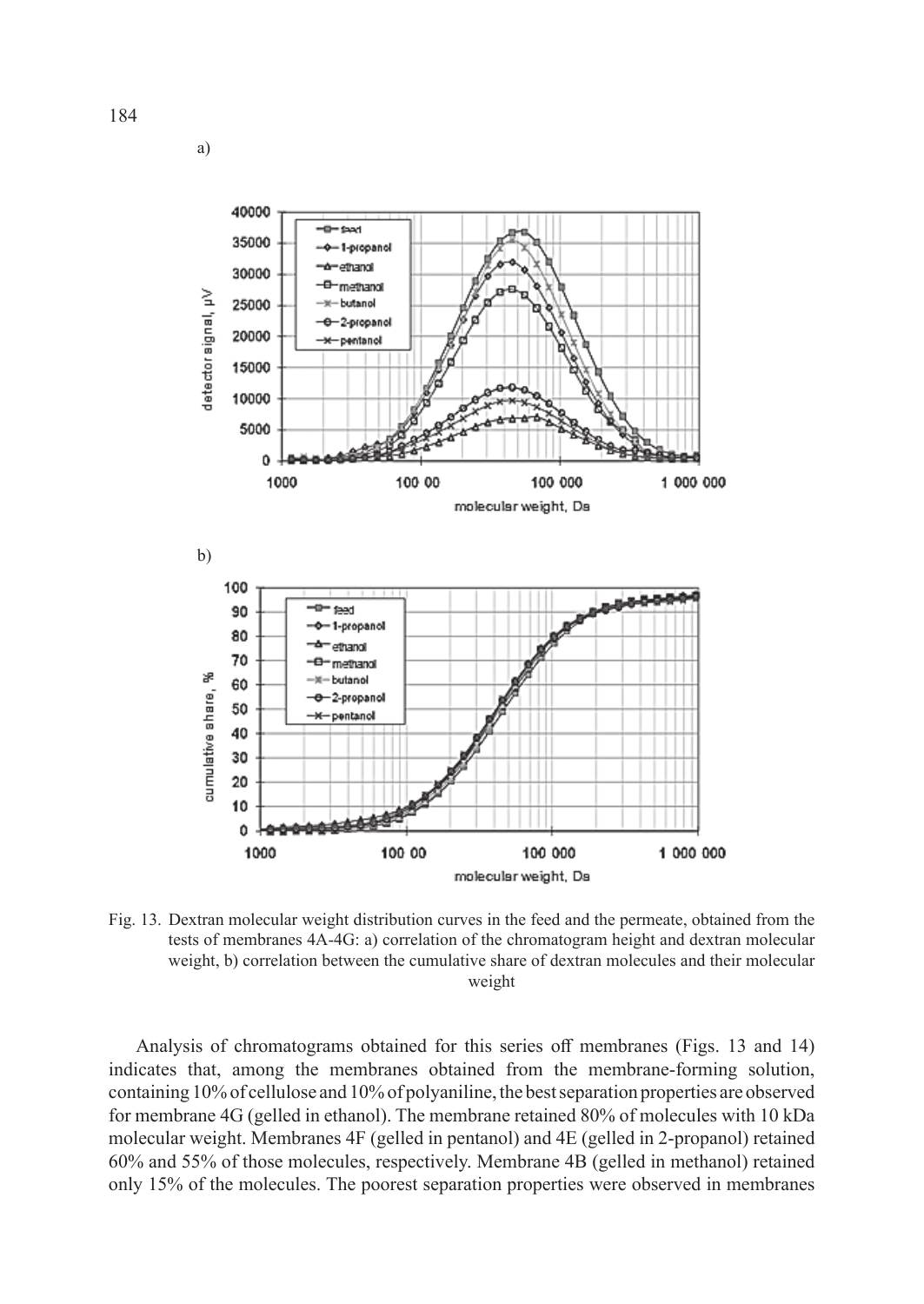a)

b)

Fig. 13. Dextran molecular weight distribution curves in the feed and the permeate, obtained from the tests of membranes 4A-4G: a) correlation of the chromatogram height and dextran molecular weight, b) correlation between the cumulative share of dextran molecules and their molecular weight

Analysis of chromatograms obtained for this series off membranes (Figs. 13 and 14) indicates that, among the membranes obtained from the membrane-forming solution, containing 10% of cellulose and 10% of polyaniline, the best separation properties are observed for membrane 4G (gelled in ethanol). The membrane retained 80% of molecules with 10 kDa molecular weight. Membranes 4F (gelled in pentanol) and 4E (gelled in 2-propanol) retained 60% and 55% of those molecules, respectively. Membrane 4B (gelled in methanol) retained only 15% of the molecules. The poorest separation properties were observed in membranes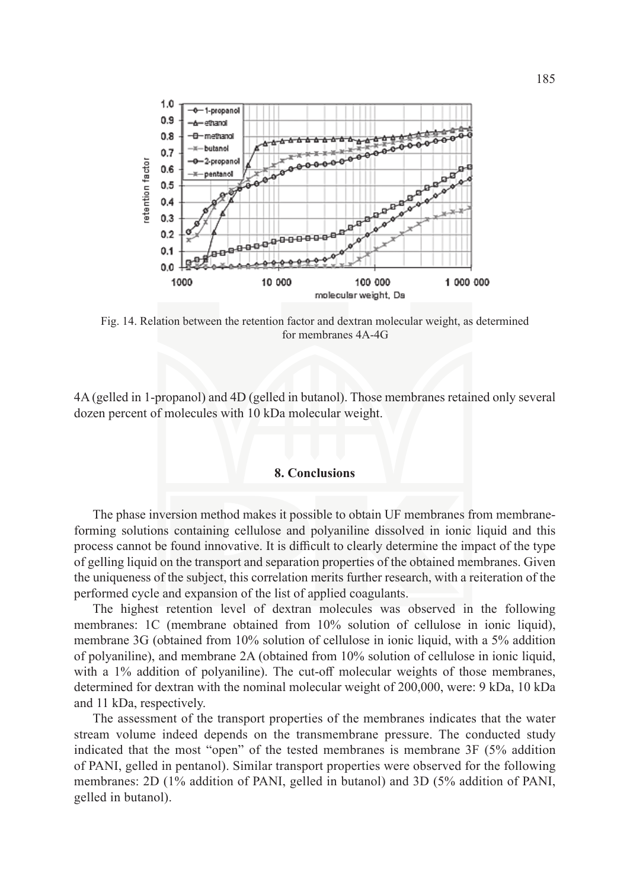Fig. 14. Relation between the retention factor and dextran molecular weight, as determined for membranes 4A-4G

4A (gelled in 1-propanol) and 4D (gelled in butanol). Those membranes retained only several dozen percent of molecules with 10 kDa molecular weight.

## 8. Conclusions

The phase inversion method makes it possible to obtain UF membranes from membrane-forming solutions containing cellulose and polyaniline dissolved in ionic liquid and this process cannot be found innovative. It is difficult to clearly determine the impact of the type of gelling liquid on the transport and separation properties of the obtained membranes. Given the uniqueness of the subject, this correlation merits further research, with a reiteration of the performed cycle and expansion of the list of applied coagulants.

The highest retention level of dextran molecules was observed in the following membranes: 1C (membrane obtained from 10% solution of cellulose in ionic liquid), membrane 3G (obtained from 10% solution of cellulose in ionic liquid, with a 5% addition of polyaniline), and membrane 2A (obtained from 10% solution of cellulose in ionic liquid, with a 1% addition of polyaniline). The cut-off molecular weights of those membranes, determined for dextran with the nominal molecular weight of 200,000, were: 9 kDa, 10 kDa and 11 kDa, respectively.

The assessment of the transport properties of the membranes indicates that the water stream volume indeed depends on the transmembrane pressure. The conducted study indicated that the most "open" of the tested membranes is membrane 3F (5% addition of PANI, gelled in pentanol). Similar transport properties were observed for the following membranes: 2D (1% addition of PANI, gelled in butanol) and 3D (5% addition of PANI, gelled in butanol).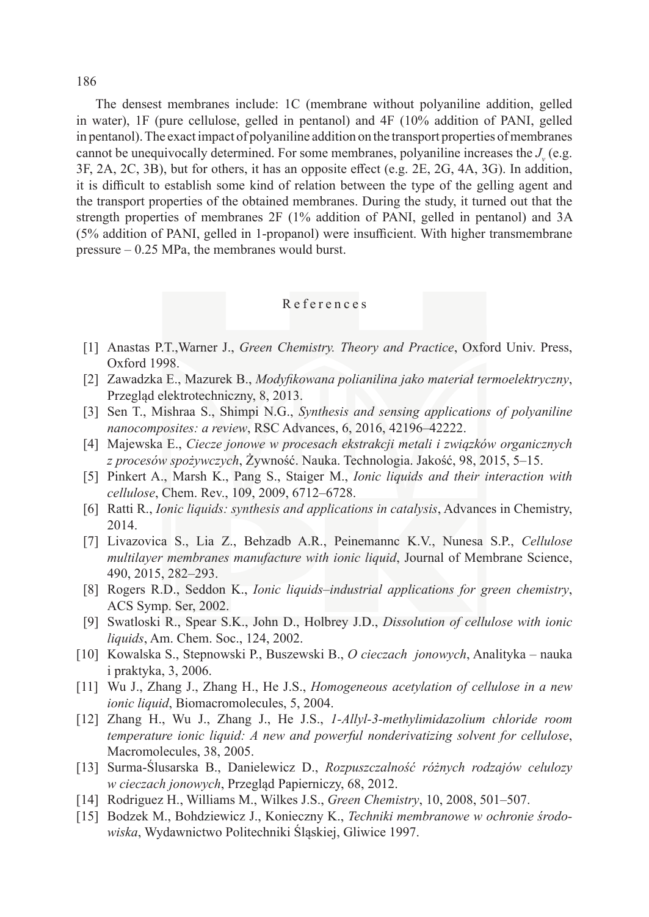The densest membranes include: 1C (membrane without polyaniline addition, gelled in water), 1F (pure cellulose, gelled in pentanol) and 4F (10% addition of PANI, gelled in pentanol). The exact impact of polyaniline addition on the transport properties of membranes cannot be unequivocally determined. For some membranes, polyaniline increases the $J_v$ (e.g. 3F, 2A, 2C, 3B), but for others, it has an opposite effect (e.g. 2E, 2G, 4A, 3G). In addition, it is difficult to establish some kind of relation between the type of the gelling agent and the transport properties of the obtained membranes. During the study, it turned out that the strength properties of membranes 2F (1% addition of PANI, gelled in pentanol) and 3A (5% addition of PANI, gelled in 1-propanol) were insufficient. With higher transmembrane pressure – 0.25 MPa, the membranes would burst.

## References

[1] Anastas P.T.,Warner J., *Green Chemistry. Theory and Practice*, Oxford Univ. Press, Oxford 1998.

[2] Zawadzka E., Mazurek B., *Modyfikowana polianilina jako materiał termoelektryczny*, Przegląd elektrotechniczny, 8, 2013.

[3] Sen T., Mishraa S., Shimpi N.G., *Synthesis and sensing applications of polyaniline nanocomposites: a review*, RSC Advances, 6, 2016, 42196–42222.

[4] Majewska E., *Ciecze jonowe w procesach ekstrakcji metali i związków organicznych z procesów spożywczych*, Żywność. Nauka. Technologia. Jakość, 98, 2015, 5–15.

[5] Pinkert A., Marsh K., Pang S., Staiger M., *Ionic liquids and their interaction with cellulose*, Chem. Rev., 109, 2009, 6712–6728.

[6] Ratti R., *Ionic liquids: synthesis and applications in catalysis*, Advances in Chemistry, 2014.

[7] Livazovica S., Lia Z., Behzadb A.R., Peinemannc K.V., Nunesa S.P., *Cellulose multilayer membranes manufacture with ionic liquid*, Journal of Membrane Science, 490, 2015, 282–293.

[8] Rogers R.D., Seddon K., *Ionic liquids–industrial applications for green chemistry*, ACS Symp. Ser, 2002.

[9] Swatloski R., Spear S.K., John D., Holbrey J.D., *Dissolution of cellulose with ionic liquids*, Am. Chem. Soc., 124, 2002.

[10] Kowalska S., Stepnowski P., Buszewski B., *O cieczach jonowych*, Analityka – nauka i praktyka, 3, 2006.

[11] Wu J., Zhang J., Zhang H., He J.S., *Homogeneous acetylation of cellulose in a new ionic liquid*, Biomacromolecules, 5, 2004.

[12] Zhang H., Wu J., Zhang J., He J.S., *1-Allyl-3-methylimidazolium chloride room temperature ionic liquid: A new and powerful nonderivatizing solvent for cellulose*, Macromolecules, 38, 2005.

[13] Surma-Ślusarska B., Danielewicz D., *Rozpuszczalność różnych rodzajów celulozy w cieczach jonowych*, Przegląd Papierniczy, 68, 2012.

[14] Rodriguez H., Williams M., Wilkes J.S., *Green Chemistry*, 10, 2008, 501–507.

[15] Bodzek M., Bohdziewicz J., Konieczny K., *Techniki membranowe w ochronie środowiska*, Wydawnictwo Politechniki Śląskiej, Gliwice 1997.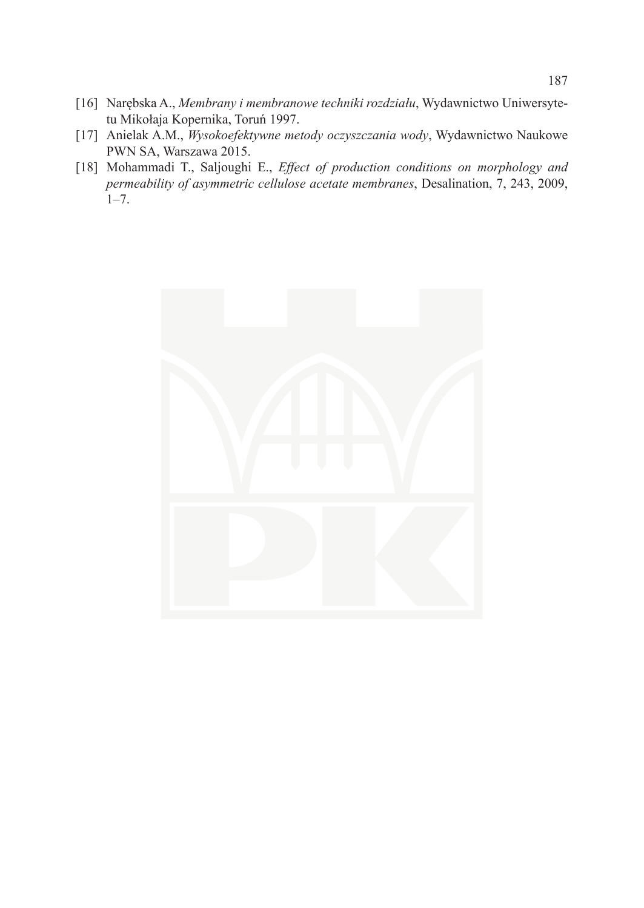[16] Narębska A., *Membrany i membranowe techniki rozdziału*, Wydawnictwo Uniwersytetu Mikołaja Kopernika, Toruń 1997.

[17] Anielak A.M., *Wysokoefektywne metody oczyszczania wody*, Wydawnictwo Naukowe PWN SA, Warszawa 2015.

[18] Mohammadi T., Saljoughi E., *Effect of production conditions on morphology and permeability of asymmetric cellulose acetate membranes*, Desalination, 7, 243, 2009, 1–7.